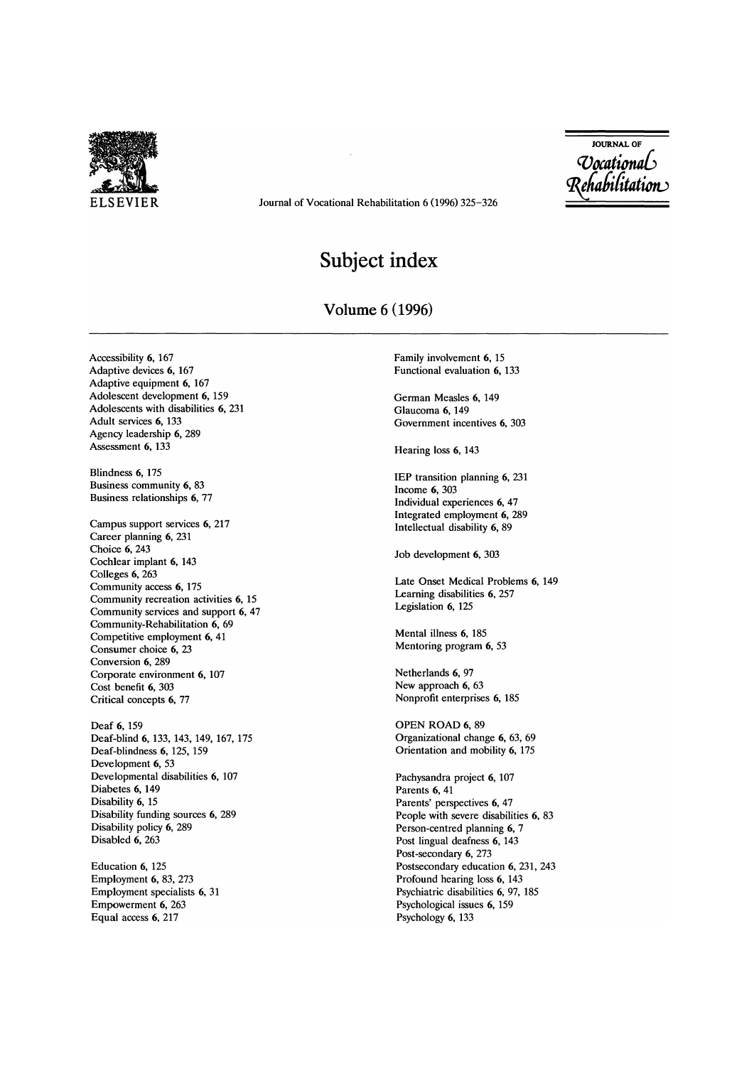# Subject index

## Volume 6 (1996)

Accessibility **6**, 167
Adaptive devices **6**, 167
Adaptive equipment **6**, 167
Adolescent development **6**, 159
Adolescents with disabilities **6**, 231
Adult services **6**, 133
Agency leadership **6**, 289
Assessment **6**, 133

Blindness **6**, 175
Business community **6**, 83
Business relationships **6**, 77

Campus support services **6**, 217
Career planning **6**, 231
Choice **6**, 243
Cochlear implant **6**, 143
Colleges **6**, 263
Community access **6**, 175
Community recreation activities **6**, 15
Community services and support **6**, 47
Community-Rehabilitation **6**, 69
Competitive employment **6**, 41
Consumer choice **6**, 23
Conversion **6**, 289
Corporate environment **6**, 107
Cost benefit **6**, 303
Critical concepts **6**, 77

Deaf **6**, 159
Deaf-blind **6**, 133, 143, 149, 167, 175
Deaf-blindness **6**, 125, 159
Development **6**, 53
Developmental disabilities **6**, 107
Diabetes **6**, 149
Disability **6**, 15
Disability funding sources **6**, 289
Disability policy **6**, 289
Disabled **6**, 263

Education **6**, 125
Employment **6**, 83, 273
Employment specialists **6**, 31
Empowerment **6**, 263
Equal access **6**, 217

Family involvement **6**, 15
Functional evaluation **6**, 133

German Measles **6**, 149
Glaucoma **6**, 149
Government incentives **6**, 303

Hearing loss **6**, 143

IEP transition planning **6**, 231
Income **6**, 303
Individual experiences **6**, 47
Integrated employment **6**, 289
Intellectual disability **6**, 89

Job development **6**, 303

Late Onset Medical Problems **6**, 149
Learning disabilities **6**, 257
Legislation **6**, 125

Mental illness **6**, 185
Mentoring program **6**, 53

Netherlands **6**, 97
New approach **6**, 63
Nonprofit enterprises **6**, 185

OPEN ROAD **6**, 89
Organizational change **6**, 63, 69
Orientation and mobility **6**, 175

Pachysandra project **6**, 107
Parents **6**, 41
Parents' perspectives **6**, 47
People with severe disabilities **6**, 83
Person-centred planning **6**, 7
Post lingual deafness **6**, 143
Post-secondary **6**, 273
Postsecondary education **6**, 231, 243
Profound hearing loss **6**, 143
Psychiatric disabilities **6**, 97, 185
Psychological issues **6**, 159
Psychology **6**, 133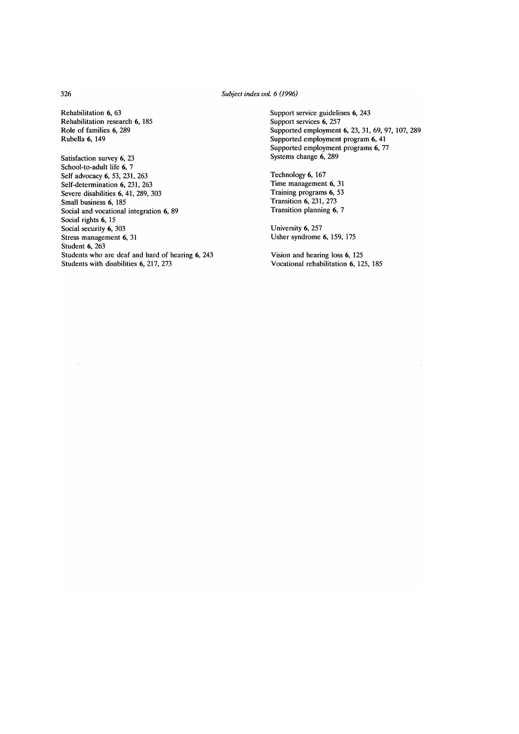Rehabilitation **6**, 63
Rehabilitation research **6**, 185
Role of families **6**, 289
Rubella **6**, 149

Satisfaction survey **6**, 23
School-to-adult life **6**, 7
Self advocacy **6**, 53, 231, 263
Self-determination **6**, 231, 263
Severe disabilities **6**, 41, 289, 303
Small business **6**, 185
Social and vocational integration **6**, 89
Social rights **6**, 15
Social security **6**, 303
Stress management **6**, 31
Student **6**, 263
Students who are deaf and hard of hearing **6**, 243
Students with disabilities **6**, 217, 273

Support service guidelines **6**, 243
Support services **6**, 257
Supported employment **6**, 23, 31, 69, 97, 107, 289
Supported employment program **6**, 41
Supported employment programs **6**, 77
Systems change **6**, 289

Technology **6**, 167
Time management **6**, 31
Training programs **6**, 53
Transition **6**, 231, 273
Transition planning **6**, 7

University **6**, 257
Usher syndrome **6**, 159, 175

Vision and hearing loss **6**, 125
Vocational rehabilitation **6**, 125, 185